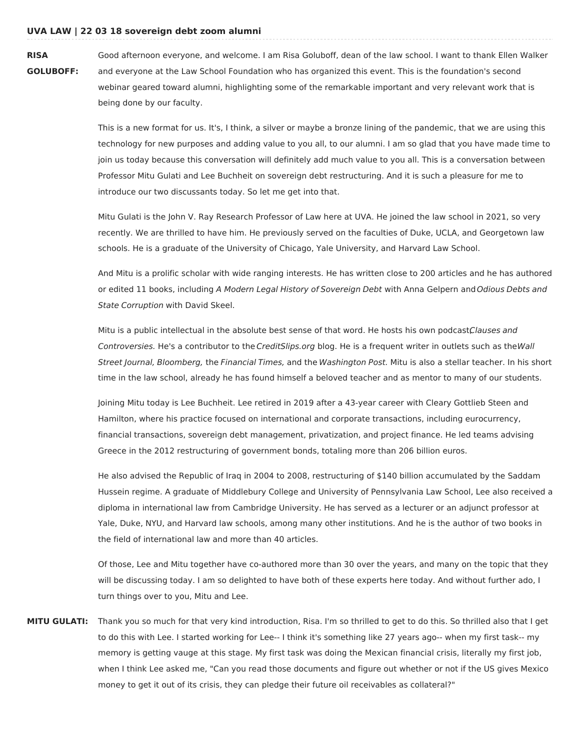**UVA LAW | 22 03 18 sovereign debt zoom alumni**

**RISA GOLUBOFF:** Good afternoon everyone, and welcome. I am Risa Goluboff, dean of the law school. I want to thank Ellen Walker and everyone at the Law School Foundation who has organized this event. This is the foundation's second webinar geared toward alumni, highlighting some of the remarkable important and very relevant work that is being done by our faculty.

This is a new format for us. It's, I think, a silver or maybe a bronze lining of the pandemic, that we are using this technology for new purposes and adding value to you all, to our alumni. I am so glad that you have made time to join us today because this conversation will definitely add much value to you all. This is a conversation between Professor Mitu Gulati and Lee Buchheit on sovereign debt restructuring. And it is such a pleasure for me to introduce our two discussants today. So let me get into that.

Mitu Gulati is the John V. Ray Research Professor of Law here at UVA. He joined the law school in 2021, so very recently. We are thrilled to have him. He previously served on the faculties of Duke, UCLA, and Georgetown law schools. He is a graduate of the University of Chicago, Yale University, and Harvard Law School.

And Mitu is a prolific scholar with wide ranging interests. He has written close to 200 articles and he has authored or edited 11 books, including *A Modern Legal History of Sovereign Debt* with Anna Gelpern and *Odious Debts and State Corruption* with David Skeel.

Mitu is a public intellectual in the absolute best sense of that word. He hosts his own podcast, *Clauses and Controversies.* He's a contributor to the *CreditSlips.org* blog. He is a frequent writer in outlets such as the *Wall Street Journal, Bloomberg,* the *Financial Times,* and the *Washington Post.* Mitu is also a stellar teacher. In his short time in the law school, already he has found himself a beloved teacher and as mentor to many of our students.

Joining Mitu today is Lee Buchheit. Lee retired in 2019 after a 43-year career with Cleary Gottlieb Steen and Hamilton, where his practice focused on international and corporate transactions, including eurocurrency, financial transactions, sovereign debt management, privatization, and project finance. He led teams advising Greece in the 2012 restructuring of government bonds, totaling more than 206 billion euros.

He also advised the Republic of Iraq in 2004 to 2008, restructuring of $140 billion accumulated by the Saddam Hussein regime. A graduate of Middlebury College and University of Pennsylvania Law School, Lee also received a diploma in international law from Cambridge University. He has served as a lecturer or an adjunct professor at Yale, Duke, NYU, and Harvard law schools, among many other institutions. And he is the author of two books in the field of international law and more than 40 articles.

Of those, Lee and Mitu together have co-authored more than 30 over the years, and many on the topic that they will be discussing today. I am so delighted to have both of these experts here today. And without further ado, I turn things over to you, Mitu and Lee.

**MITU GULATI:** Thank you so much for that very kind introduction, Risa. I'm so thrilled to get to do this. So thrilled also that I get to do this with Lee. I started working for Lee-- I think it's something like 27 years ago-- when my first task-- my memory is getting vauge at this stage. My first task was doing the Mexican financial crisis, literally my first job, when I think Lee asked me, "Can you read those documents and figure out whether or not if the US gives Mexico money to get it out of its crisis, they can pledge their future oil receivables as collateral?"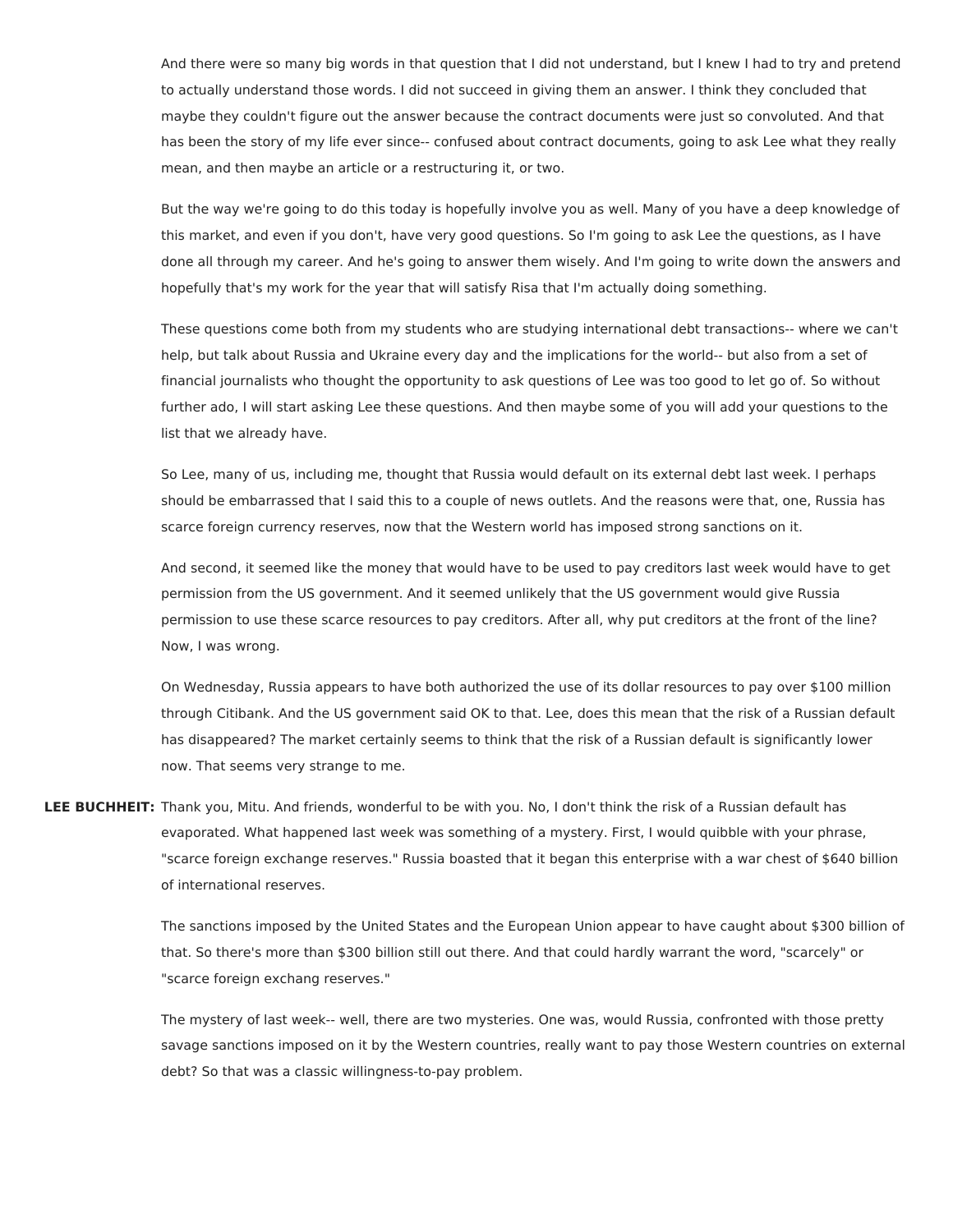And there were so many big words in that question that I did not understand, but I knew I had to try and pretend to actually understand those words. I did not succeed in giving them an answer. I think they concluded that maybe they couldn't figure out the answer because the contract documents were just so convoluted. And that has been the story of my life ever since-- confused about contract documents, going to ask Lee what they really mean, and then maybe an article or a restructuring it, or two.

But the way we're going to do this today is hopefully involve you as well. Many of you have a deep knowledge of this market, and even if you don't, have very good questions. So I'm going to ask Lee the questions, as I have done all through my career. And he's going to answer them wisely. And I'm going to write down the answers and hopefully that's my work for the year that will satisfy Risa that I'm actually doing something.

These questions come both from my students who are studying international debt transactions-- where we can't help, but talk about Russia and Ukraine every day and the implications for the world-- but also from a set of financial journalists who thought the opportunity to ask questions of Lee was too good to let go of. So without further ado, I will start asking Lee these questions. And then maybe some of you will add your questions to the list that we already have.

So Lee, many of us, including me, thought that Russia would default on its external debt last week. I perhaps should be embarrassed that I said this to a couple of news outlets. And the reasons were that, one, Russia has scarce foreign currency reserves, now that the Western world has imposed strong sanctions on it.

And second, it seemed like the money that would have to be used to pay creditors last week would have to get permission from the US government. And it seemed unlikely that the US government would give Russia permission to use these scarce resources to pay creditors. After all, why put creditors at the front of the line? Now, I was wrong.

On Wednesday, Russia appears to have both authorized the use of its dollar resources to pay over $100 million through Citibank. And the US government said OK to that. Lee, does this mean that the risk of a Russian default has disappeared? The market certainly seems to think that the risk of a Russian default is significantly lower now. That seems very strange to me.

**LEE BUCHHEIT:** Thank you, Mitu. And friends, wonderful to be with you. No, I don't think the risk of a Russian default has evaporated. What happened last week was something of a mystery. First, I would quibble with your phrase, "scarce foreign exchange reserves." Russia boasted that it began this enterprise with a war chest of $640 billion of international reserves.

The sanctions imposed by the United States and the European Union appear to have caught about $300 billion of that. So there's more than $300 billion still out there. And that could hardly warrant the word, "scarcely" or "scarce foreign exchang reserves."

The mystery of last week-- well, there are two mysteries. One was, would Russia, confronted with those pretty savage sanctions imposed on it by the Western countries, really want to pay those Western countries on external debt? So that was a classic willingness-to-pay problem.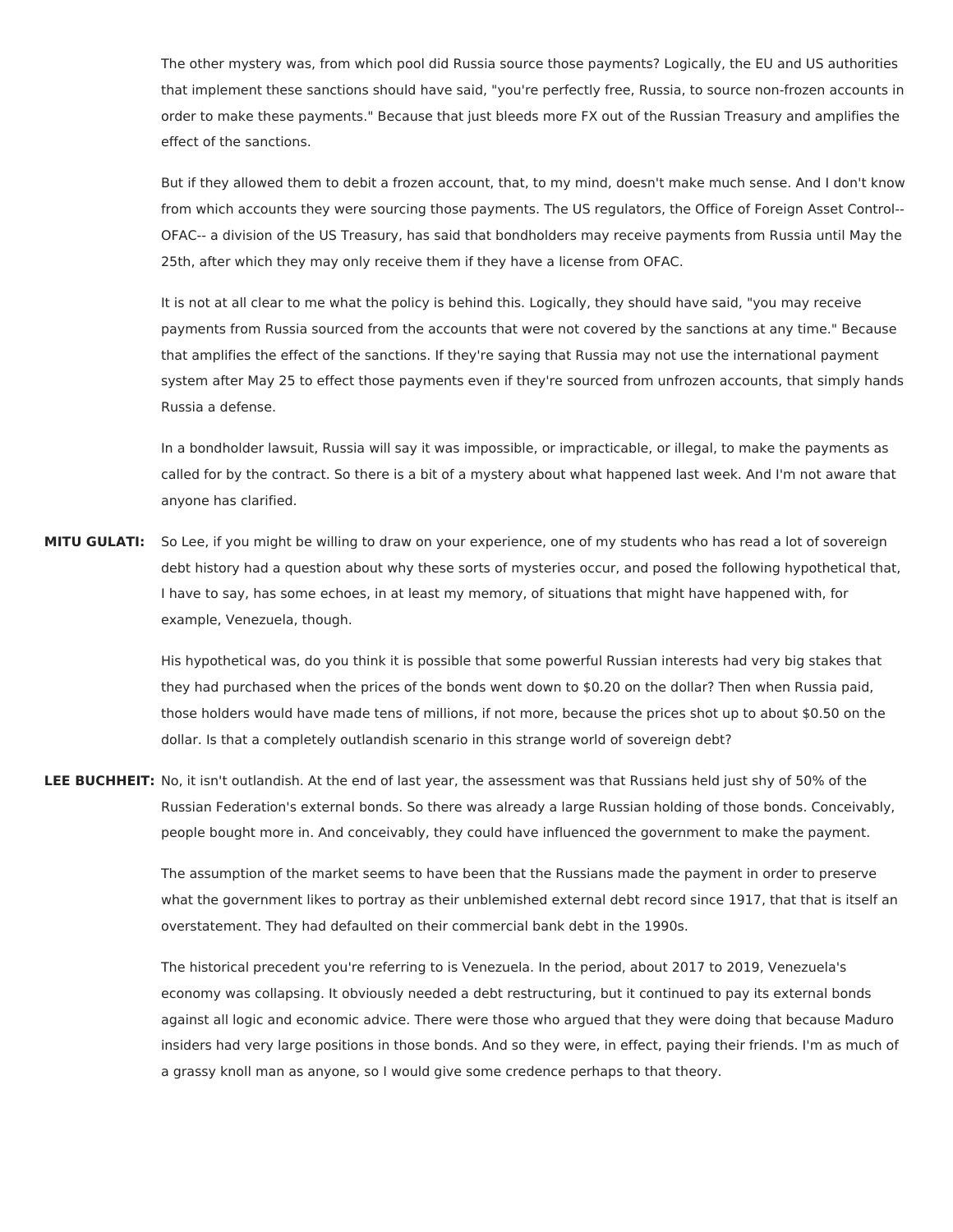The other mystery was, from which pool did Russia source those payments? Logically, the EU and US authorities that implement these sanctions should have said, "you're perfectly free, Russia, to source non-frozen accounts in order to make these payments." Because that just bleeds more FX out of the Russian Treasury and amplifies the effect of the sanctions.

But if they allowed them to debit a frozen account, that, to my mind, doesn't make much sense. And I don't know from which accounts they were sourcing those payments. The US regulators, the Office of Foreign Asset Control-- OFAC-- a division of the US Treasury, has said that bondholders may receive payments from Russia until May the 25th, after which they may only receive them if they have a license from OFAC.

It is not at all clear to me what the policy is behind this. Logically, they should have said, "you may receive payments from Russia sourced from the accounts that were not covered by the sanctions at any time." Because that amplifies the effect of the sanctions. If they're saying that Russia may not use the international payment system after May 25 to effect those payments even if they're sourced from unfrozen accounts, that simply hands Russia a defense.

In a bondholder lawsuit, Russia will say it was impossible, or impracticable, or illegal, to make the payments as called for by the contract. So there is a bit of a mystery about what happened last week. And I'm not aware that anyone has clarified.

**MITU GULATI:** So Lee, if you might be willing to draw on your experience, one of my students who has read a lot of sovereign debt history had a question about why these sorts of mysteries occur, and posed the following hypothetical that, I have to say, has some echoes, in at least my memory, of situations that might have happened with, for example, Venezuela, though.

His hypothetical was, do you think it is possible that some powerful Russian interests had very big stakes that they had purchased when the prices of the bonds went down to $0.20 on the dollar? Then when Russia paid, those holders would have made tens of millions, if not more, because the prices shot up to about $0.50 on the dollar. Is that a completely outlandish scenario in this strange world of sovereign debt?

**LEE BUCHHEIT:** No, it isn't outlandish. At the end of last year, the assessment was that Russians held just shy of 50% of the Russian Federation's external bonds. So there was already a large Russian holding of those bonds. Conceivably, people bought more in. And conceivably, they could have influenced the government to make the payment.

The assumption of the market seems to have been that the Russians made the payment in order to preserve what the government likes to portray as their unblemished external debt record since 1917, that that is itself an overstatement. They had defaulted on their commercial bank debt in the 1990s.

The historical precedent you're referring to is Venezuela. In the period, about 2017 to 2019, Venezuela's economy was collapsing. It obviously needed a debt restructuring, but it continued to pay its external bonds against all logic and economic advice. There were those who argued that they were doing that because Maduro insiders had very large positions in those bonds. And so they were, in effect, paying their friends. I'm as much of a grassy knoll man as anyone, so I would give some credence perhaps to that theory.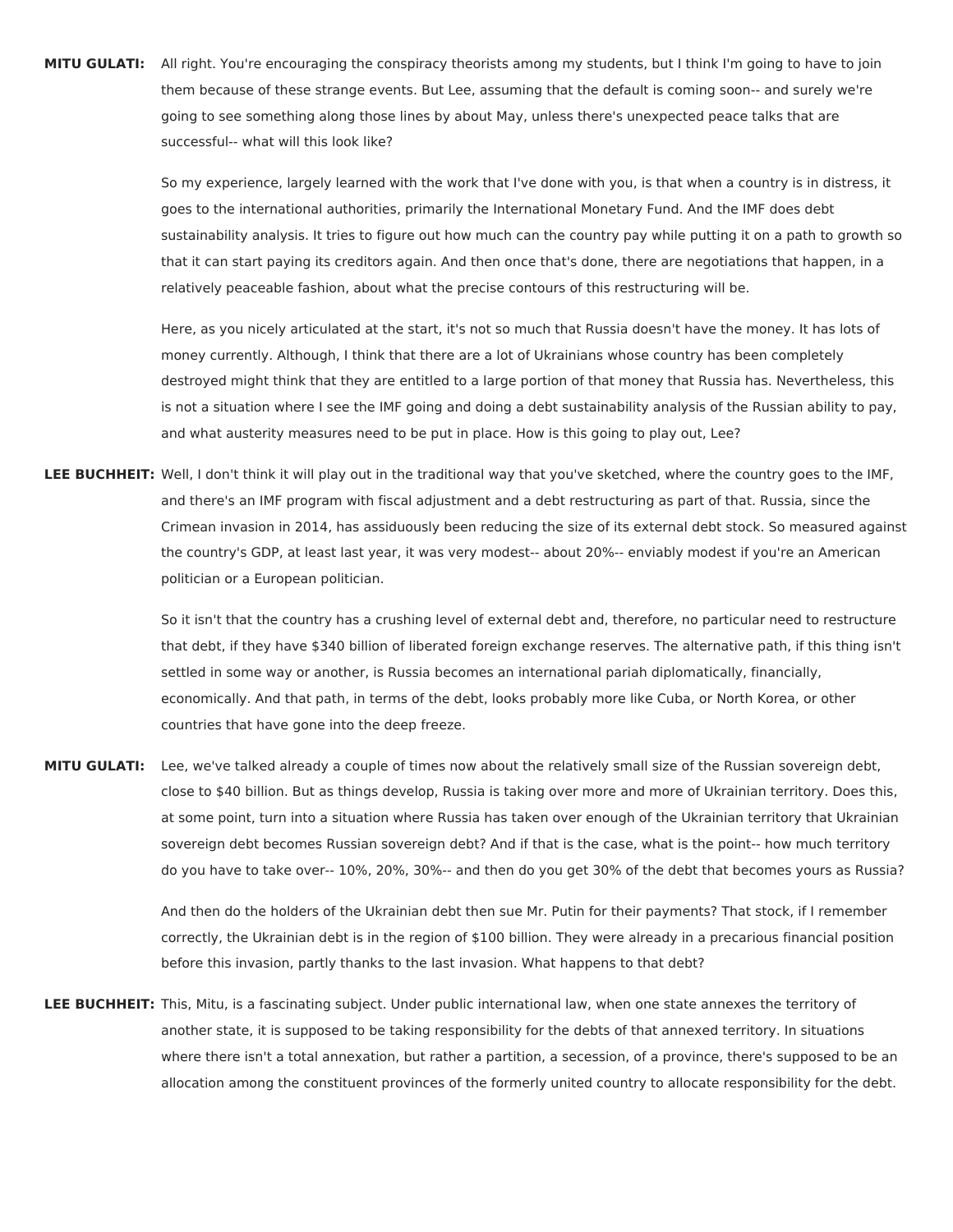**MITU GULATI:** All right. You're encouraging the conspiracy theorists among my students, but I think I'm going to have to join them because of these strange events. But Lee, assuming that the default is coming soon-- and surely we're going to see something along those lines by about May, unless there's unexpected peace talks that are successful-- what will this look like?

So my experience, largely learned with the work that I've done with you, is that when a country is in distress, it goes to the international authorities, primarily the International Monetary Fund. And the IMF does debt sustainability analysis. It tries to figure out how much can the country pay while putting it on a path to growth so that it can start paying its creditors again. And then once that's done, there are negotiations that happen, in a relatively peaceable fashion, about what the precise contours of this restructuring will be.

Here, as you nicely articulated at the start, it's not so much that Russia doesn't have the money. It has lots of money currently. Although, I think that there are a lot of Ukrainians whose country has been completely destroyed might think that they are entitled to a large portion of that money that Russia has. Nevertheless, this is not a situation where I see the IMF going and doing a debt sustainability analysis of the Russian ability to pay, and what austerity measures need to be put in place. How is this going to play out, Lee?

**LEE BUCHHEIT:** Well, I don't think it will play out in the traditional way that you've sketched, where the country goes to the IMF, and there's an IMF program with fiscal adjustment and a debt restructuring as part of that. Russia, since the Crimean invasion in 2014, has assiduously been reducing the size of its external debt stock. So measured against the country's GDP, at least last year, it was very modest-- about 20%-- enviably modest if you're an American politician or a European politician.

So it isn't that the country has a crushing level of external debt and, therefore, no particular need to restructure that debt, if they have $340 billion of liberated foreign exchange reserves. The alternative path, if this thing isn't settled in some way or another, is Russia becomes an international pariah diplomatically, financially, economically. And that path, in terms of the debt, looks probably more like Cuba, or North Korea, or other countries that have gone into the deep freeze.

**MITU GULATI:** Lee, we've talked already a couple of times now about the relatively small size of the Russian sovereign debt, close to $40 billion. But as things develop, Russia is taking over more and more of Ukrainian territory. Does this, at some point, turn into a situation where Russia has taken over enough of the Ukrainian territory that Ukrainian sovereign debt becomes Russian sovereign debt? And if that is the case, what is the point-- how much territory do you have to take over-- 10%, 20%, 30%-- and then do you get 30% of the debt that becomes yours as Russia?

And then do the holders of the Ukrainian debt then sue Mr. Putin for their payments? That stock, if I remember correctly, the Ukrainian debt is in the region of $100 billion. They were already in a precarious financial position before this invasion, partly thanks to the last invasion. What happens to that debt?

**LEE BUCHHEIT:** This, Mitu, is a fascinating subject. Under public international law, when one state annexes the territory of another state, it is supposed to be taking responsibility for the debts of that annexed territory. In situations where there isn't a total annexation, but rather a partition, a secession, of a province, there's supposed to be an allocation among the constituent provinces of the formerly united country to allocate responsibility for the debt.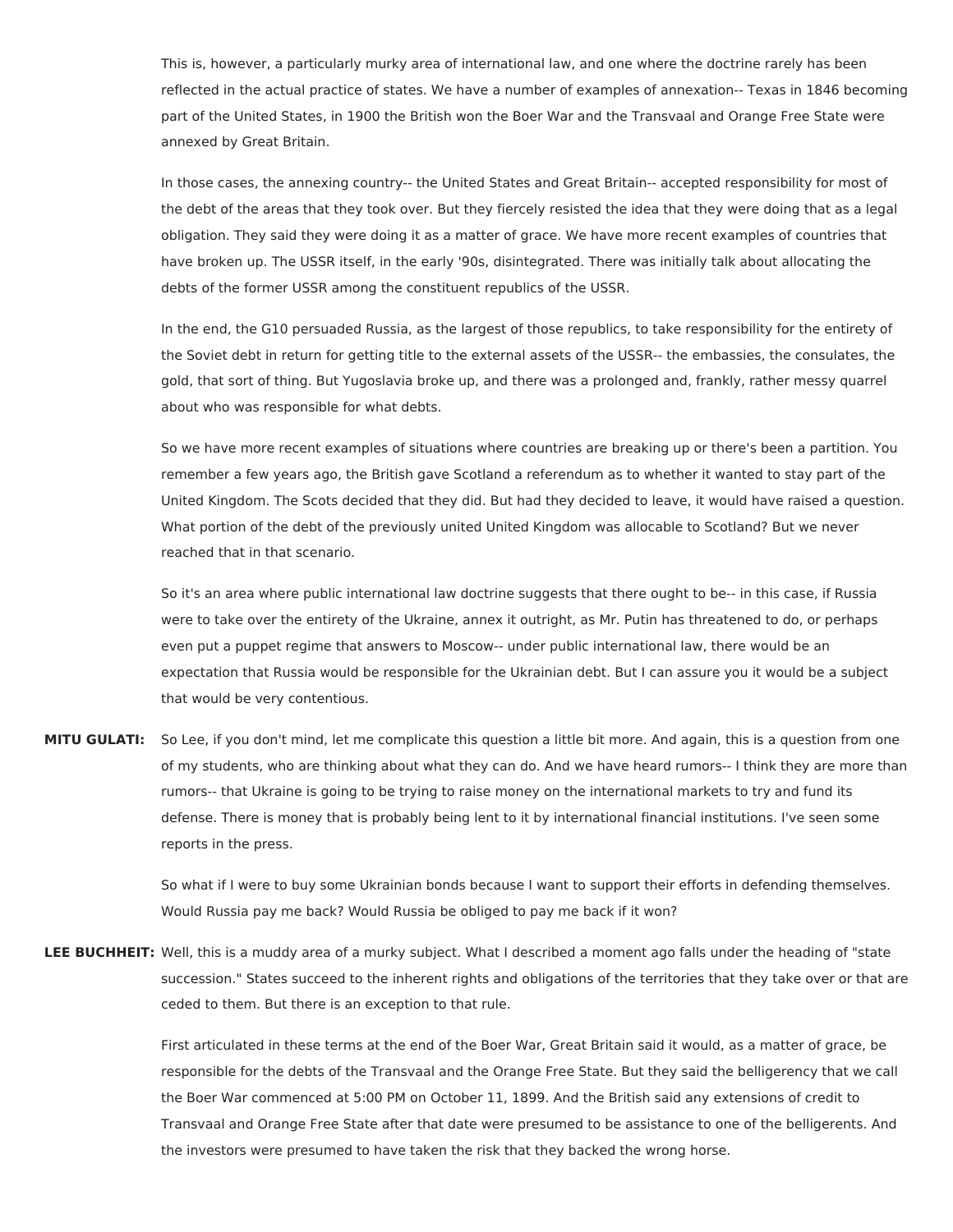This is, however, a particularly murky area of international law, and one where the doctrine rarely has been reflected in the actual practice of states. We have a number of examples of annexation-- Texas in 1846 becoming part of the United States, in 1900 the British won the Boer War and the Transvaal and Orange Free State were annexed by Great Britain.

In those cases, the annexing country-- the United States and Great Britain-- accepted responsibility for most of the debt of the areas that they took over. But they fiercely resisted the idea that they were doing that as a legal obligation. They said they were doing it as a matter of grace. We have more recent examples of countries that have broken up. The USSR itself, in the early '90s, disintegrated. There was initially talk about allocating the debts of the former USSR among the constituent republics of the USSR.

In the end, the G10 persuaded Russia, as the largest of those republics, to take responsibility for the entirety of the Soviet debt in return for getting title to the external assets of the USSR-- the embassies, the consulates, the gold, that sort of thing. But Yugoslavia broke up, and there was a prolonged and, frankly, rather messy quarrel about who was responsible for what debts.

So we have more recent examples of situations where countries are breaking up or there's been a partition. You remember a few years ago, the British gave Scotland a referendum as to whether it wanted to stay part of the United Kingdom. The Scots decided that they did. But had they decided to leave, it would have raised a question. What portion of the debt of the previously united United Kingdom was allocable to Scotland? But we never reached that in that scenario.

So it's an area where public international law doctrine suggests that there ought to be-- in this case, if Russia were to take over the entirety of the Ukraine, annex it outright, as Mr. Putin has threatened to do, or perhaps even put a puppet regime that answers to Moscow-- under public international law, there would be an expectation that Russia would be responsible for the Ukrainian debt. But I can assure you it would be a subject that would be very contentious.

**MITU GULATI:** So Lee, if you don't mind, let me complicate this question a little bit more. And again, this is a question from one of my students, who are thinking about what they can do. And we have heard rumors-- I think they are more than rumors-- that Ukraine is going to be trying to raise money on the international markets to try and fund its defense. There is money that is probably being lent to it by international financial institutions. I've seen some reports in the press.

So what if I were to buy some Ukrainian bonds because I want to support their efforts in defending themselves. Would Russia pay me back? Would Russia be obliged to pay me back if it won?

**LEE BUCHHEIT:** Well, this is a muddy area of a murky subject. What I described a moment ago falls under the heading of "state succession." States succeed to the inherent rights and obligations of the territories that they take over or that are ceded to them. But there is an exception to that rule.

First articulated in these terms at the end of the Boer War, Great Britain said it would, as a matter of grace, be responsible for the debts of the Transvaal and the Orange Free State. But they said the belligerency that we call the Boer War commenced at 5:00 PM on October 11, 1899. And the British said any extensions of credit to Transvaal and Orange Free State after that date were presumed to be assistance to one of the belligerents. And the investors were presumed to have taken the risk that they backed the wrong horse.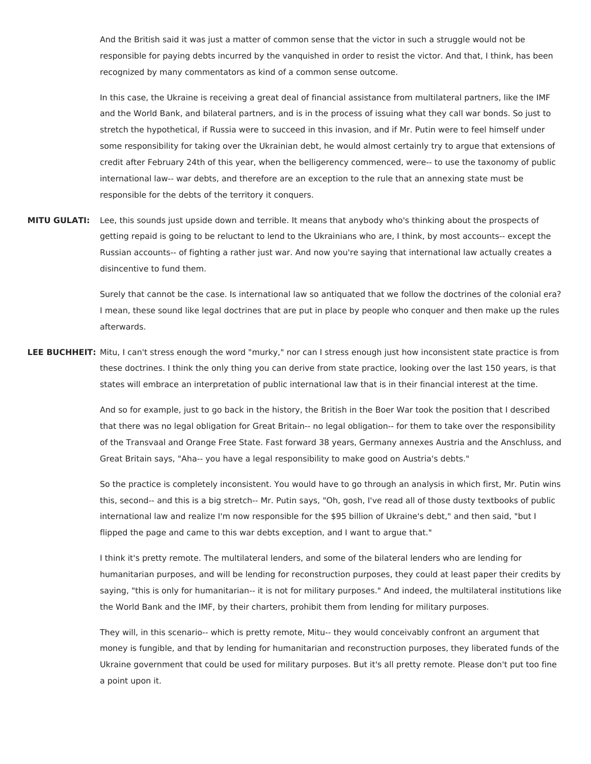And the British said it was just a matter of common sense that the victor in such a struggle would not be responsible for paying debts incurred by the vanquished in order to resist the victor. And that, I think, has been recognized by many commentators as kind of a common sense outcome.

In this case, the Ukraine is receiving a great deal of financial assistance from multilateral partners, like the IMF and the World Bank, and bilateral partners, and is in the process of issuing what they call war bonds. So just to stretch the hypothetical, if Russia were to succeed in this invasion, and if Mr. Putin were to feel himself under some responsibility for taking over the Ukrainian debt, he would almost certainly try to argue that extensions of credit after February 24th of this year, when the belligerency commenced, were-- to use the taxonomy of public international law-- war debts, and therefore are an exception to the rule that an annexing state must be responsible for the debts of the territory it conquers.

**MITU GULATI:** Lee, this sounds just upside down and terrible. It means that anybody who's thinking about the prospects of getting repaid is going to be reluctant to lend to the Ukrainians who are, I think, by most accounts-- except the Russian accounts-- of fighting a rather just war. And now you're saying that international law actually creates a disincentive to fund them.

Surely that cannot be the case. Is international law so antiquated that we follow the doctrines of the colonial era? I mean, these sound like legal doctrines that are put in place by people who conquer and then make up the rules afterwards.

**LEE BUCHHEIT:** Mitu, I can't stress enough the word "murky," nor can I stress enough just how inconsistent state practice is from these doctrines. I think the only thing you can derive from state practice, looking over the last 150 years, is that states will embrace an interpretation of public international law that is in their financial interest at the time.

And so for example, just to go back in the history, the British in the Boer War took the position that I described that there was no legal obligation for Great Britain-- no legal obligation-- for them to take over the responsibility of the Transvaal and Orange Free State. Fast forward 38 years, Germany annexes Austria and the Anschluss, and Great Britain says, "Aha-- you have a legal responsibility to make good on Austria's debts."

So the practice is completely inconsistent. You would have to go through an analysis in which first, Mr. Putin wins this, second-- and this is a big stretch-- Mr. Putin says, "Oh, gosh, I've read all of those dusty textbooks of public international law and realize I'm now responsible for the $95 billion of Ukraine's debt," and then said, "but I flipped the page and came to this war debts exception, and I want to argue that."

I think it's pretty remote. The multilateral lenders, and some of the bilateral lenders who are lending for humanitarian purposes, and will be lending for reconstruction purposes, they could at least paper their credits by saying, "this is only for humanitarian-- it is not for military purposes." And indeed, the multilateral institutions like the World Bank and the IMF, by their charters, prohibit them from lending for military purposes.

They will, in this scenario-- which is pretty remote, Mitu-- they would conceivably confront an argument that money is fungible, and that by lending for humanitarian and reconstruction purposes, they liberated funds of the Ukraine government that could be used for military purposes. But it's all pretty remote. Please don't put too fine a point upon it.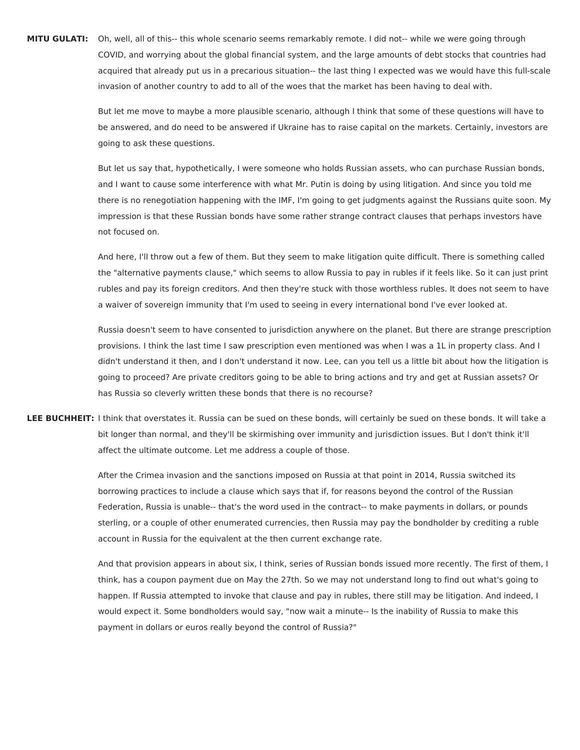**MITU GULATI:** Oh, well, all of this-- this whole scenario seems remarkably remote. I did not-- while we were going through COVID, and worrying about the global financial system, and the large amounts of debt stocks that countries had acquired that already put us in a precarious situation-- the last thing I expected was we would have this full-scale invasion of another country to add to all of the woes that the market has been having to deal with.

But let me move to maybe a more plausible scenario, although I think that some of these questions will have to be answered, and do need to be answered if Ukraine has to raise capital on the markets. Certainly, investors are going to ask these questions.

But let us say that, hypothetically, I were someone who holds Russian assets, who can purchase Russian bonds, and I want to cause some interference with what Mr. Putin is doing by using litigation. And since you told me there is no renegotiation happening with the IMF, I'm going to get judgments against the Russians quite soon. My impression is that these Russian bonds have some rather strange contract clauses that perhaps investors have not focused on.

And here, I'll throw out a few of them. But they seem to make litigation quite difficult. There is something called the "alternative payments clause," which seems to allow Russia to pay in rubles if it feels like. So it can just print rubles and pay its foreign creditors. And then they're stuck with those worthless rubles. It does not seem to have a waiver of sovereign immunity that I'm used to seeing in every international bond I've ever looked at.

Russia doesn't seem to have consented to jurisdiction anywhere on the planet. But there are strange prescription provisions. I think the last time I saw prescription even mentioned was when I was a 1L in property class. And I didn't understand it then, and I don't understand it now. Lee, can you tell us a little bit about how the litigation is going to proceed? Are private creditors going to be able to bring actions and try and get at Russian assets? Or has Russia so cleverly written these bonds that there is no recourse?

**LEE BUCHHEIT:** I think that overstates it. Russia can be sued on these bonds, will certainly be sued on these bonds. It will take a bit longer than normal, and they'll be skirmishing over immunity and jurisdiction issues. But I don't think it'll affect the ultimate outcome. Let me address a couple of those.

After the Crimea invasion and the sanctions imposed on Russia at that point in 2014, Russia switched its borrowing practices to include a clause which says that if, for reasons beyond the control of the Russian Federation, Russia is unable-- that's the word used in the contract-- to make payments in dollars, or pounds sterling, or a couple of other enumerated currencies, then Russia may pay the bondholder by crediting a ruble account in Russia for the equivalent at the then current exchange rate.

And that provision appears in about six, I think, series of Russian bonds issued more recently. The first of them, I think, has a coupon payment due on May the 27th. So we may not understand long to find out what's going to happen. If Russia attempted to invoke that clause and pay in rubles, there still may be litigation. And indeed, I would expect it. Some bondholders would say, "now wait a minute-- Is the inability of Russia to make this payment in dollars or euros really beyond the control of Russia?"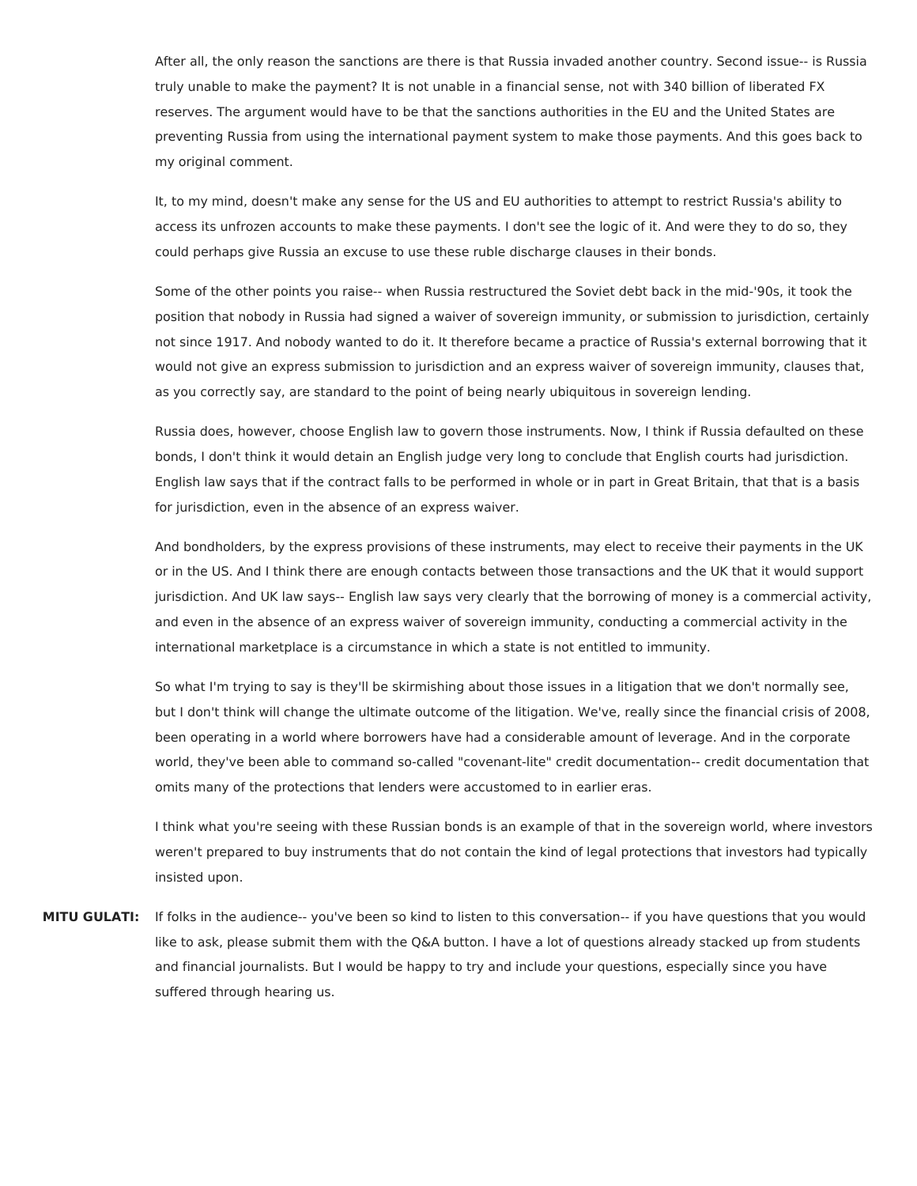After all, the only reason the sanctions are there is that Russia invaded another country. Second issue-- is Russia truly unable to make the payment? It is not unable in a financial sense, not with 340 billion of liberated FX reserves. The argument would have to be that the sanctions authorities in the EU and the United States are preventing Russia from using the international payment system to make those payments. And this goes back to my original comment.

It, to my mind, doesn't make any sense for the US and EU authorities to attempt to restrict Russia's ability to access its unfrozen accounts to make these payments. I don't see the logic of it. And were they to do so, they could perhaps give Russia an excuse to use these ruble discharge clauses in their bonds.

Some of the other points you raise-- when Russia restructured the Soviet debt back in the mid-'90s, it took the position that nobody in Russia had signed a waiver of sovereign immunity, or submission to jurisdiction, certainly not since 1917. And nobody wanted to do it. It therefore became a practice of Russia's external borrowing that it would not give an express submission to jurisdiction and an express waiver of sovereign immunity, clauses that, as you correctly say, are standard to the point of being nearly ubiquitous in sovereign lending.

Russia does, however, choose English law to govern those instruments. Now, I think if Russia defaulted on these bonds, I don't think it would detain an English judge very long to conclude that English courts had jurisdiction. English law says that if the contract falls to be performed in whole or in part in Great Britain, that that is a basis for jurisdiction, even in the absence of an express waiver.

And bondholders, by the express provisions of these instruments, may elect to receive their payments in the UK or in the US. And I think there are enough contacts between those transactions and the UK that it would support jurisdiction. And UK law says-- English law says very clearly that the borrowing of money is a commercial activity, and even in the absence of an express waiver of sovereign immunity, conducting a commercial activity in the international marketplace is a circumstance in which a state is not entitled to immunity.

So what I'm trying to say is they'll be skirmishing about those issues in a litigation that we don't normally see, but I don't think will change the ultimate outcome of the litigation. We've, really since the financial crisis of 2008, been operating in a world where borrowers have had a considerable amount of leverage. And in the corporate world, they've been able to command so-called "covenant-lite" credit documentation-- credit documentation that omits many of the protections that lenders were accustomed to in earlier eras.

I think what you're seeing with these Russian bonds is an example of that in the sovereign world, where investors weren't prepared to buy instruments that do not contain the kind of legal protections that investors had typically insisted upon.

**MITU GULATI:** If folks in the audience-- you've been so kind to listen to this conversation-- if you have questions that you would like to ask, please submit them with the Q&A button. I have a lot of questions already stacked up from students and financial journalists. But I would be happy to try and include your questions, especially since you have suffered through hearing us.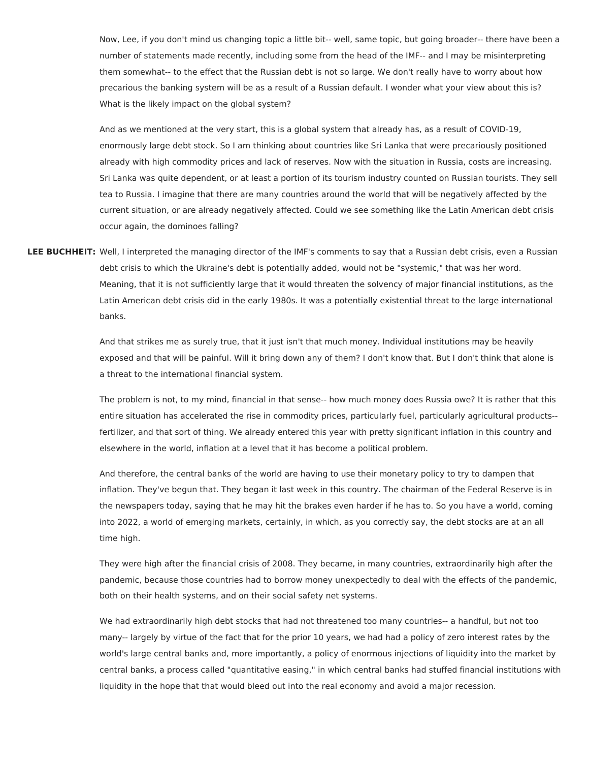Now, Lee, if you don't mind us changing topic a little bit-- well, same topic, but going broader-- there have been a number of statements made recently, including some from the head of the IMF-- and I may be misinterpreting them somewhat-- to the effect that the Russian debt is not so large. We don't really have to worry about how precarious the banking system will be as a result of a Russian default. I wonder what your view about this is? What is the likely impact on the global system?

And as we mentioned at the very start, this is a global system that already has, as a result of COVID-19, enormously large debt stock. So I am thinking about countries like Sri Lanka that were precariously positioned already with high commodity prices and lack of reserves. Now with the situation in Russia, costs are increasing. Sri Lanka was quite dependent, or at least a portion of its tourism industry counted on Russian tourists. They sell tea to Russia. I imagine that there are many countries around the world that will be negatively affected by the current situation, or are already negatively affected. Could we see something like the Latin American debt crisis occur again, the dominoes falling?

**LEE BUCHHEIT:** Well, I interpreted the managing director of the IMF's comments to say that a Russian debt crisis, even a Russian debt crisis to which the Ukraine's debt is potentially added, would not be "systemic," that was her word. Meaning, that it is not sufficiently large that it would threaten the solvency of major financial institutions, as the Latin American debt crisis did in the early 1980s. It was a potentially existential threat to the large international banks.

And that strikes me as surely true, that it just isn't that much money. Individual institutions may be heavily exposed and that will be painful. Will it bring down any of them? I don't know that. But I don't think that alone is a threat to the international financial system.

The problem is not, to my mind, financial in that sense-- how much money does Russia owe? It is rather that this entire situation has accelerated the rise in commodity prices, particularly fuel, particularly agricultural products-- fertilizer, and that sort of thing. We already entered this year with pretty significant inflation in this country and elsewhere in the world, inflation at a level that it has become a political problem.

And therefore, the central banks of the world are having to use their monetary policy to try to dampen that inflation. They've begun that. They began it last week in this country. The chairman of the Federal Reserve is in the newspapers today, saying that he may hit the brakes even harder if he has to. So you have a world, coming into 2022, a world of emerging markets, certainly, in which, as you correctly say, the debt stocks are at an all time high.

They were high after the financial crisis of 2008. They became, in many countries, extraordinarily high after the pandemic, because those countries had to borrow money unexpectedly to deal with the effects of the pandemic, both on their health systems, and on their social safety net systems.

We had extraordinarily high debt stocks that had not threatened too many countries-- a handful, but not too many-- largely by virtue of the fact that for the prior 10 years, we had had a policy of zero interest rates by the world's large central banks and, more importantly, a policy of enormous injections of liquidity into the market by central banks, a process called "quantitative easing," in which central banks had stuffed financial institutions with liquidity in the hope that that would bleed out into the real economy and avoid a major recession.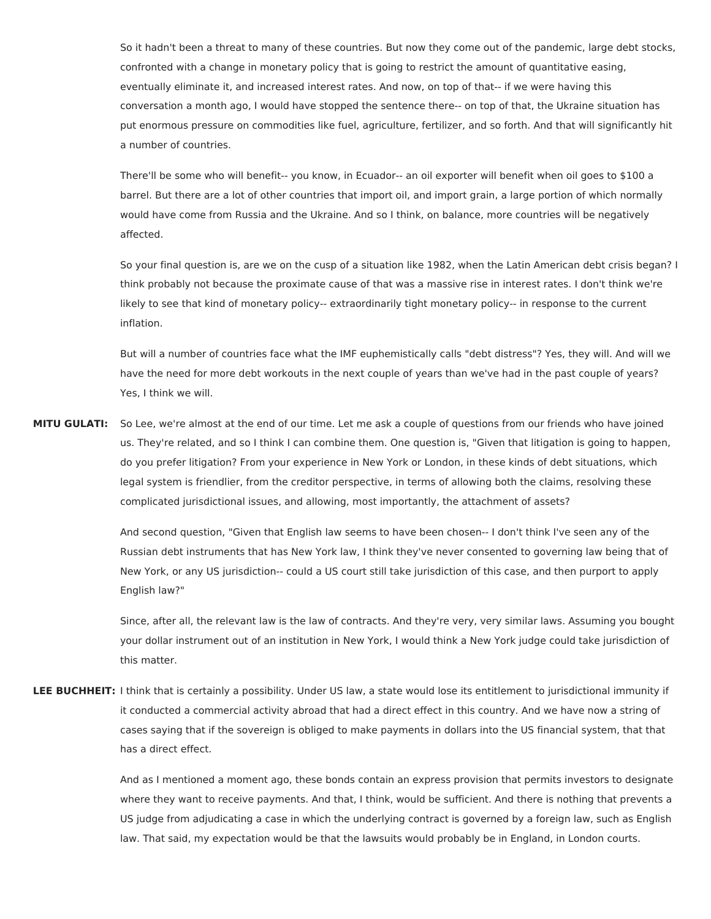So it hadn't been a threat to many of these countries. But now they come out of the pandemic, large debt stocks, confronted with a change in monetary policy that is going to restrict the amount of quantitative easing, eventually eliminate it, and increased interest rates. And now, on top of that-- if we were having this conversation a month ago, I would have stopped the sentence there-- on top of that, the Ukraine situation has put enormous pressure on commodities like fuel, agriculture, fertilizer, and so forth. And that will significantly hit a number of countries.

There'll be some who will benefit-- you know, in Ecuador-- an oil exporter will benefit when oil goes to $100 a barrel. But there are a lot of other countries that import oil, and import grain, a large portion of which normally would have come from Russia and the Ukraine. And so I think, on balance, more countries will be negatively affected.

So your final question is, are we on the cusp of a situation like 1982, when the Latin American debt crisis began? I think probably not because the proximate cause of that was a massive rise in interest rates. I don't think we're likely to see that kind of monetary policy-- extraordinarily tight monetary policy-- in response to the current inflation.

But will a number of countries face what the IMF euphemistically calls "debt distress"? Yes, they will. And will we have the need for more debt workouts in the next couple of years than we've had in the past couple of years? Yes, I think we will.

**MITU GULATI:** So Lee, we're almost at the end of our time. Let me ask a couple of questions from our friends who have joined us. They're related, and so I think I can combine them. One question is, "Given that litigation is going to happen, do you prefer litigation? From your experience in New York or London, in these kinds of debt situations, which legal system is friendlier, from the creditor perspective, in terms of allowing both the claims, resolving these complicated jurisdictional issues, and allowing, most importantly, the attachment of assets?

And second question, "Given that English law seems to have been chosen-- I don't think I've seen any of the Russian debt instruments that has New York law, I think they've never consented to governing law being that of New York, or any US jurisdiction-- could a US court still take jurisdiction of this case, and then purport to apply English law?"

Since, after all, the relevant law is the law of contracts. And they're very, very similar laws. Assuming you bought your dollar instrument out of an institution in New York, I would think a New York judge could take jurisdiction of this matter.

**LEE BUCHHEIT:** I think that is certainly a possibility. Under US law, a state would lose its entitlement to jurisdictional immunity if it conducted a commercial activity abroad that had a direct effect in this country. And we have now a string of cases saying that if the sovereign is obliged to make payments in dollars into the US financial system, that that has a direct effect.

And as I mentioned a moment ago, these bonds contain an express provision that permits investors to designate where they want to receive payments. And that, I think, would be sufficient. And there is nothing that prevents a US judge from adjudicating a case in which the underlying contract is governed by a foreign law, such as English law. That said, my expectation would be that the lawsuits would probably be in England, in London courts.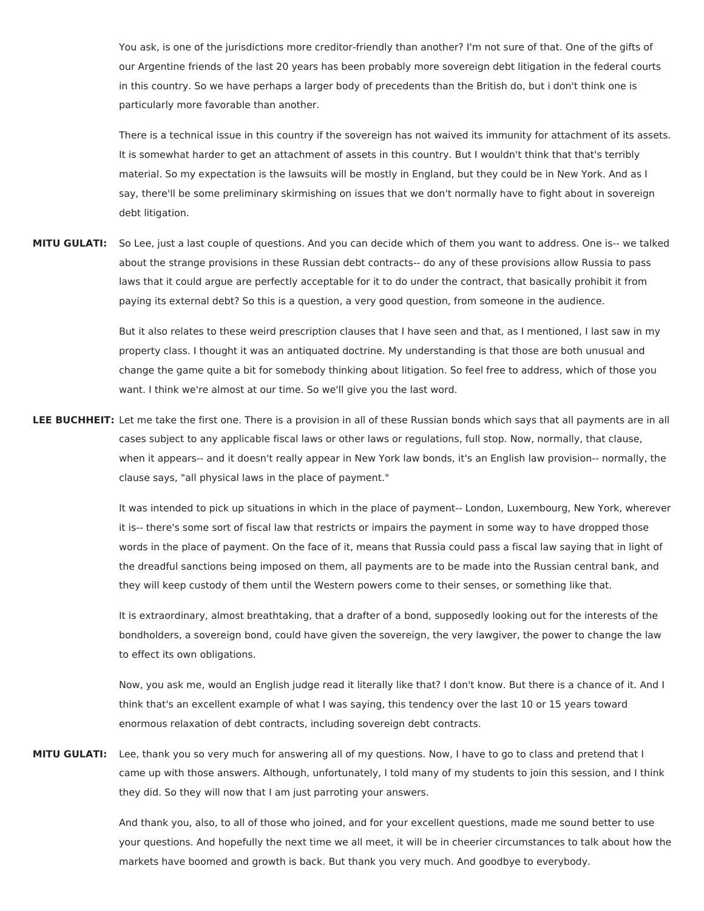You ask, is one of the jurisdictions more creditor-friendly than another? I'm not sure of that. One of the gifts of our Argentine friends of the last 20 years has been probably more sovereign debt litigation in the federal courts in this country. So we have perhaps a larger body of precedents than the British do, but i don't think one is particularly more favorable than another.

There is a technical issue in this country if the sovereign has not waived its immunity for attachment of its assets. It is somewhat harder to get an attachment of assets in this country. But I wouldn't think that that's terribly material. So my expectation is the lawsuits will be mostly in England, but they could be in New York. And as I say, there'll be some preliminary skirmishing on issues that we don't normally have to fight about in sovereign debt litigation.

**MITU GULATI:** So Lee, just a last couple of questions. And you can decide which of them you want to address. One is-- we talked about the strange provisions in these Russian debt contracts-- do any of these provisions allow Russia to pass laws that it could argue are perfectly acceptable for it to do under the contract, that basically prohibit it from paying its external debt? So this is a question, a very good question, from someone in the audience.

But it also relates to these weird prescription clauses that I have seen and that, as I mentioned, I last saw in my property class. I thought it was an antiquated doctrine. My understanding is that those are both unusual and change the game quite a bit for somebody thinking about litigation. So feel free to address, which of those you want. I think we're almost at our time. So we'll give you the last word.

**LEE BUCHHEIT:** Let me take the first one. There is a provision in all of these Russian bonds which says that all payments are in all cases subject to any applicable fiscal laws or other laws or regulations, full stop. Now, normally, that clause, when it appears-- and it doesn't really appear in New York law bonds, it's an English law provision-- normally, the clause says, "all physical laws in the place of payment."

It was intended to pick up situations in which in the place of payment-- London, Luxembourg, New York, wherever it is-- there's some sort of fiscal law that restricts or impairs the payment in some way to have dropped those words in the place of payment. On the face of it, means that Russia could pass a fiscal law saying that in light of the dreadful sanctions being imposed on them, all payments are to be made into the Russian central bank, and they will keep custody of them until the Western powers come to their senses, or something like that.

It is extraordinary, almost breathtaking, that a drafter of a bond, supposedly looking out for the interests of the bondholders, a sovereign bond, could have given the sovereign, the very lawgiver, the power to change the law to effect its own obligations.

Now, you ask me, would an English judge read it literally like that? I don't know. But there is a chance of it. And I think that's an excellent example of what I was saying, this tendency over the last 10 or 15 years toward enormous relaxation of debt contracts, including sovereign debt contracts.

**MITU GULATI:** Lee, thank you so very much for answering all of my questions. Now, I have to go to class and pretend that I came up with those answers. Although, unfortunately, I told many of my students to join this session, and I think they did. So they will now that I am just parroting your answers.

And thank you, also, to all of those who joined, and for your excellent questions, made me sound better to use your questions. And hopefully the next time we all meet, it will be in cheerier circumstances to talk about how the markets have boomed and growth is back. But thank you very much. And goodbye to everybody.